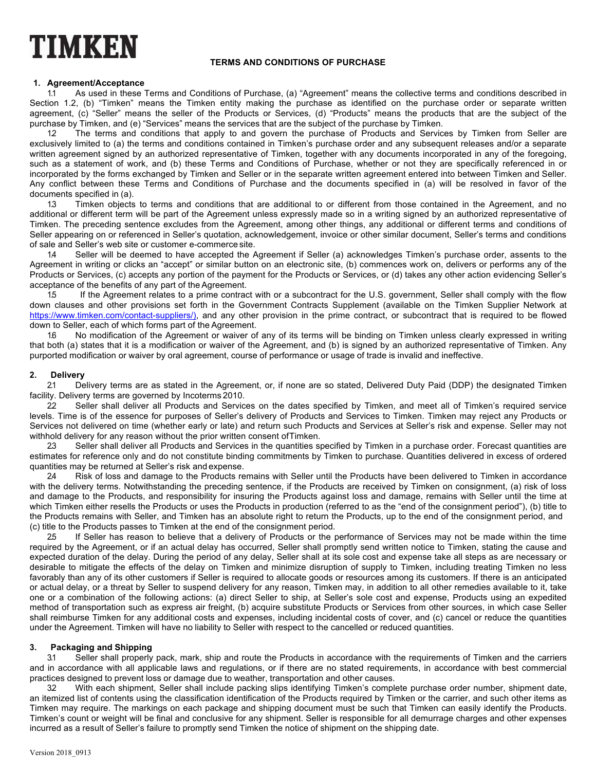# TIMKEN

## TERMS AND CONDITIONS OF PURCHASE

### 1. Agreement/Acceptance

1.1 As used in these Terms and Conditions of Purchase, (a) "Agreement" means the collective terms and conditions described in Section 1.2, (b) "Timken" means the Timken entity making the purchase as identified on the purchase order or separate written agreement, (c) "Seller" means the seller of the Products or Services, (d) "Products" means the products that are the subject of the purchase by Timken, and (e) "Services" means the services that are the subject of the purchase by Timken.

1.2 The terms and conditions that apply to and govern the purchase of Products and Services by Timken from Seller are exclusively limited to (a) the terms and conditions contained in Timken's purchase order and any subsequent releases and/or a separate written agreement signed by an authorized representative of Timken, together with any documents incorporated in any of the foregoing, such as a statement of work, and (b) these Terms and Conditions of Purchase, whether or not they are specifically referenced in or incorporated by the forms exchanged by Timken and Seller or in the separate written agreement entered into between Timken and Seller. Any conflict between these Terms and Conditions of Purchase and the documents specified in (a) will be resolved in favor of the documents specified in (a).

1.3 Timken objects to terms and conditions that are additional to or different from those contained in the Agreement, and no additional or different term will be part of the Agreement unless expressly made so in a writing signed by an authorized representative of Timken. The preceding sentence excludes from the Agreement, among other things, any additional or different terms and conditions of Seller appearing on or referenced in Seller's quotation, acknowledgement, invoice or other similar document, Seller's terms and conditions of sale and Seller's web site or customer e-commerce site.

1.4 Seller will be deemed to have accepted the Agreement if Seller (a) acknowledges Timken's purchase order, assents to the Agreement in writing or clicks an "accept" or similar button on an electronic site, (b) commences work on, delivers or performs any of the Products or Services, (c) accepts any portion of the payment for the Products or Services, or (d) takes any other action evidencing Seller's acceptance of the benefits of any part of the Agreement.

1.5 If the Agreement relates to a prime contract with or a subcontract for the U.S. government, Seller shall comply with the flow down clauses and other provisions set forth in the Government Contracts Supplement (available on the Timken Supplier Network at https://www.timken.com/contact-suppliers/), and any other provision in the prime contract, or subcontract that is required to be flowed down to Seller, each of which forms part of the Agreement.

1.6 No modification of the Agreement or waiver of any of its terms will be binding on Timken unless clearly expressed in writing that both (a) states that it is a modification or waiver of the Agreement, and (b) is signed by an authorized representative of Timken. Any purported modification or waiver by oral agreement, course of performance or usage of trade is invalid and ineffective.

### 2. Delivery

2.1 Delivery terms are as stated in the Agreement, or, if none are so stated, Delivered Duty Paid (DDP) the designated Timken facility. Delivery terms are governed by Incoterms 2010.

2.2 Seller shall deliver all Products and Services on the dates specified by Timken, and meet all of Timken's required service levels. Time is of the essence for purposes of Seller's delivery of Products and Services to Timken. Timken may reject any Products or Services not delivered on time (whether early or late) and return such Products and Services at Seller's risk and expense. Seller may not withhold delivery for any reason without the prior written consent of Timken.

2.3 Seller shall deliver all Products and Services in the quantities specified by Timken in a purchase order. Forecast quantities are estimates for reference only and do not constitute binding commitments by Timken to purchase. Quantities delivered in excess of ordered quantities may be returned at Seller's risk and expense.

2.4 Risk of loss and damage to the Products remains with Seller until the Products have been delivered to Timken in accordance with the delivery terms. Notwithstanding the preceding sentence, if the Products are received by Timken on consignment, (a) risk of loss and damage to the Products, and responsibility for insuring the Products against loss and damage, remains with Seller until the time at which Timken either resells the Products or uses the Products in production (referred to as the "end of the consignment period"), (b) title to the Products remains with Seller, and Timken has an absolute right to return the Products, up to the end of the consignment period, and (c) title to the Products passes to Timken at the end of the consignment period.

2.5 If Seller has reason to believe that a delivery of Products or the performance of Services may not be made within the time required by the Agreement, or if an actual delay has occurred, Seller shall promptly send written notice to Timken, stating the cause and expected duration of the delay. During the period of any delay, Seller shall at its sole cost and expense take all steps as are necessary or desirable to mitigate the effects of the delay on Timken and minimize disruption of supply to Timken, including treating Timken no less favorably than any of its other customers if Seller is required to allocate goods or resources among its customers. If there is an anticipated or actual delay, or a threat by Seller to suspend delivery for any reason, Timken may, in addition to all other remedies available to it, take one or a combination of the following actions: (a) direct Seller to ship, at Seller's sole cost and expense, Products using an expedited method of transportation such as express air freight, (b) acquire substitute Products or Services from other sources, in which case Seller shall reimburse Timken for any additional costs and expenses, including incidental costs of cover, and (c) cancel or reduce the quantities under the Agreement. Timken will have no liability to Seller with respect to the cancelled or reduced quantities.

### 3. Packaging and Shipping

3.1 Seller shall properly pack, mark, ship and route the Products in accordance with the requirements of Timken and the carriers and in accordance with all applicable laws and regulations, or if there are no stated requirements, in accordance with best commercial practices designed to prevent loss or damage due to weather, transportation and other causes.

3.2 With each shipment, Seller shall include packing slips identifying Timken's complete purchase order number, shipment date, an itemized list of contents using the classification identification of the Products required by Timken or the carrier, and such other items as Timken may require. The markings on each package and shipping document must be such that Timken can easily identify the Products. Timken's count or weight will be final and conclusive for any shipment. Seller is responsible for all demurrage charges and other expenses incurred as a result of Seller's failure to promptly send Timken the notice of shipment on the shipping date.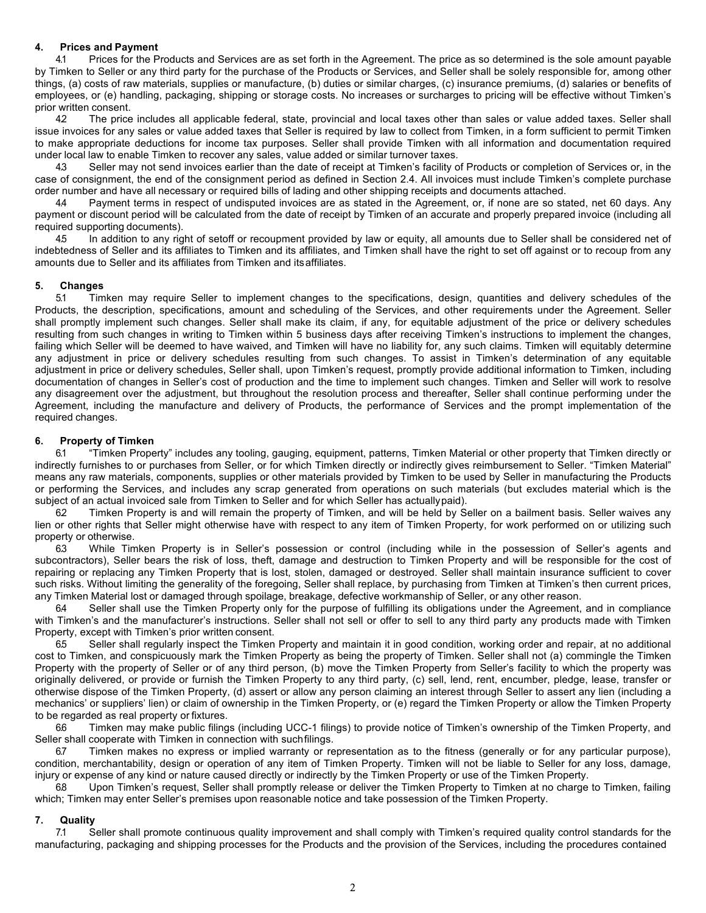## 4. Prices and Payment

4.1 Prices for the Products and Services are as set forth in the Agreement. The price as so determined is the sole amount payable by Timken to Seller or any third party for the purchase of the Products or Services, and Seller shall be solely responsible for, among other things, (a) costs of raw materials, supplies or manufacture, (b) duties or similar charges, (c) insurance premiums, (d) salaries or benefits of employees, or (e) handling, packaging, shipping or storage costs. No increases or surcharges to pricing will be effective without Timken's prior written consent.

4.2 The price includes all applicable federal, state, provincial and local taxes other than sales or value added taxes. Seller shall issue invoices for any sales or value added taxes that Seller is required by law to collect from Timken, in a form sufficient to permit Timken to make appropriate deductions for income tax purposes. Seller shall provide Timken with all information and documentation required under local law to enable Timken to recover any sales, value added or similar turnover taxes.

4.3 Seller may not send invoices earlier than the date of receipt at Timken's facility of Products or completion of Services or, in the case of consignment, the end of the consignment period as defined in Section 2.4. All invoices must include Timken's complete purchase order number and have all necessary or required bills of lading and other shipping receipts and documents attached.

4.4 Payment terms in respect of undisputed invoices are as stated in the Agreement, or, if none are so stated, net 60 days. Any payment or discount period will be calculated from the date of receipt by Timken of an accurate and properly prepared invoice (including all required supporting documents).

4.5 In addition to any right of setoff or recoupment provided by law or equity, all amounts due to Seller shall be considered net of indebtedness of Seller and its affiliates to Timken and its affiliates, and Timken shall have the right to set off against or to recoup from any amounts due to Seller and its affiliates from Timken and its affiliates.

## 5. Changes

5.1 Timken may require Seller to implement changes to the specifications, design, quantities and delivery schedules of the Products, the description, specifications, amount and scheduling of the Services, and other requirements under the Agreement. Seller shall promptly implement such changes. Seller shall make its claim, if any, for equitable adjustment of the price or delivery schedules resulting from such changes in writing to Timken within 5 business days after receiving Timken's instructions to implement the changes, failing which Seller will be deemed to have waived, and Timken will have no liability for, any such claims. Timken will equitably determine any adjustment in price or delivery schedules resulting from such changes. To assist in Timken's determination of any equitable adjustment in price or delivery schedules, Seller shall, upon Timken's request, promptly provide additional information to Timken, including documentation of changes in Seller's cost of production and the time to implement such changes. Timken and Seller will work to resolve any disagreement over the adjustment, but throughout the resolution process and thereafter, Seller shall continue performing under the Agreement, including the manufacture and delivery of Products, the performance of Services and the prompt implementation of the required changes.

## 6. Property of Timken

6.1 "Timken Property" includes any tooling, gauging, equipment, patterns, Timken Material or other property that Timken directly or indirectly furnishes to or purchases from Seller, or for which Timken directly or indirectly gives reimbursement to Seller. "Timken Material" means any raw materials, components, supplies or other materials provided by Timken to be used by Seller in manufacturing the Products or performing the Services, and includes any scrap generated from operations on such materials (but excludes material which is the subject of an actual invoiced sale from Timken to Seller and for which Seller has actually paid).

6.2 Timken Property is and will remain the property of Timken, and will be held by Seller on a bailment basis. Seller waives any lien or other rights that Seller might otherwise have with respect to any item of Timken Property, for work performed on or utilizing such property or otherwise.

6.3 While Timken Property is in Seller's possession or control (including while in the possession of Seller's agents and subcontractors), Seller bears the risk of loss, theft, damage and destruction to Timken Property and will be responsible for the cost of repairing or replacing any Timken Property that is lost, stolen, damaged or destroyed. Seller shall maintain insurance sufficient to cover such risks. Without limiting the generality of the foregoing, Seller shall replace, by purchasing from Timken at Timken's then current prices, any Timken Material lost or damaged through spoilage, breakage, defective workmanship of Seller, or any other reason.

6.4 Seller shall use the Timken Property only for the purpose of fulfilling its obligations under the Agreement, and in compliance with Timken's and the manufacturer's instructions. Seller shall not sell or offer to sell to any third party any products made with Timken Property, except with Timken's prior written consent.

6.5 Seller shall regularly inspect the Timken Property and maintain it in good condition, working order and repair, at no additional cost to Timken, and conspicuously mark the Timken Property as being the property of Timken. Seller shall not (a) commingle the Timken Property with the property of Seller or of any third person, (b) move the Timken Property from Seller's facility to which the property was originally delivered, or provide or furnish the Timken Property to any third party, (c) sell, lend, rent, encumber, pledge, lease, transfer or otherwise dispose of the Timken Property, (d) assert or allow any person claiming an interest through Seller to assert any lien (including a mechanics' or suppliers' lien) or claim of ownership in the Timken Property, or (e) regard the Timken Property or allow the Timken Property to be regarded as real property or fixtures.

6.6 Timken may make public filings (including UCC-1 filings) to provide notice of Timken's ownership of the Timken Property, and Seller shall cooperate with Timken in connection with such filings.

6.7 Timken makes no express or implied warranty or representation as to the fitness (generally or for any particular purpose), condition, merchantability, design or operation of any item of Timken Property. Timken will not be liable to Seller for any loss, damage, injury or expense of any kind or nature caused directly or indirectly by the Timken Property or use of the Timken Property.

6.8 Upon Timken's request, Seller shall promptly release or deliver the Timken Property to Timken at no charge to Timken, failing which; Timken may enter Seller's premises upon reasonable notice and take possession of the Timken Property.

## 7. Quality

7.1 Seller shall promote continuous quality improvement and shall comply with Timken's required quality control standards for the manufacturing, packaging and shipping processes for the Products and the provision of the Services, including the procedures contained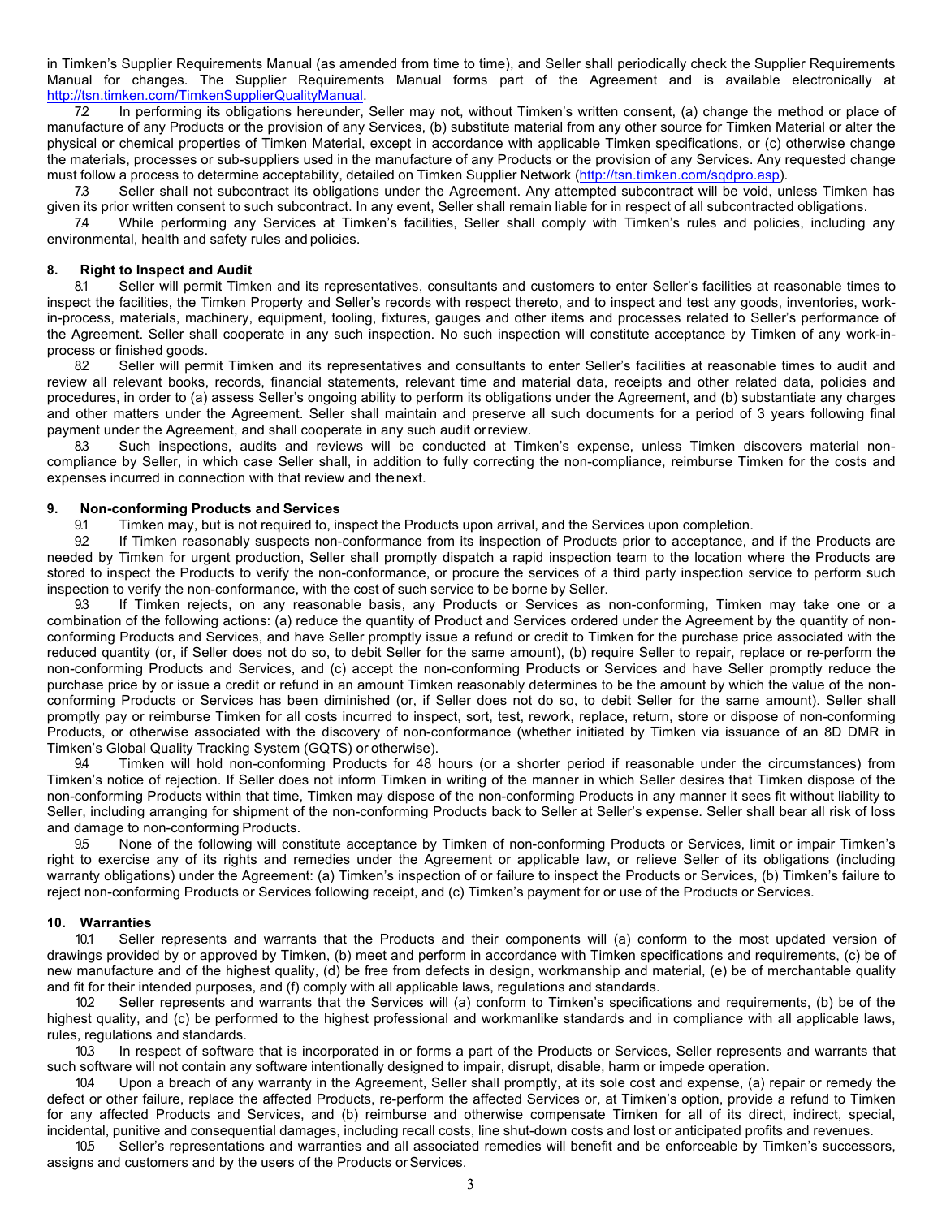in Timken's Supplier Requirements Manual (as amended from time to time), and Seller shall periodically check the Supplier Requirements Manual for changes. The Supplier Requirements Manual forms part of the Agreement and is available electronically at http://tsn.timken.com/TimkenSupplierQualityManual.

7.2 In performing its obligations hereunder, Seller may not, without Timken's written consent, (a) change the method or place of manufacture of any Products or the provision of any Services, (b) substitute material from any other source for Timken Material or alter the physical or chemical properties of Timken Material, except in accordance with applicable Timken specifications, or (c) otherwise change the materials, processes or sub-suppliers used in the manufacture of any Products or the provision of any Services. Any requested change must follow a process to determine acceptability, detailed on Timken Supplier Network (http://tsn.timken.com/sqdpro.asp).

7.3 Seller shall not subcontract its obligations under the Agreement. Any attempted subcontract will be void, unless Timken has given its prior written consent to such subcontract. In any event, Seller shall remain liable for in respect of all subcontracted obligations.

7.4 While performing any Services at Timken's facilities, Seller shall comply with Timken's rules and policies, including any environmental, health and safety rules and policies.

### 8. Right to Inspect and Audit

8.1 Seller will permit Timken and its representatives, consultants and customers to enter Seller's facilities at reasonable times to inspect the facilities, the Timken Property and Seller's records with respect thereto, and to inspect and test any goods, inventories, work-in-process, materials, machinery, equipment, tooling, fixtures, gauges and other items and processes related to Seller's performance of the Agreement. Seller shall cooperate in any such inspection. No such inspection will constitute acceptance by Timken of any work-in-process or finished goods.

8.2 Seller will permit Timken and its representatives and consultants to enter Seller's facilities at reasonable times to audit and review all relevant books, records, financial statements, relevant time and material data, receipts and other related data, policies and procedures, in order to (a) assess Seller's ongoing ability to perform its obligations under the Agreement, and (b) substantiate any charges and other matters under the Agreement. Seller shall maintain and preserve all such documents for a period of 3 years following final payment under the Agreement, and shall cooperate in any such audit or review.

8.3 Such inspections, audits and reviews will be conducted at Timken's expense, unless Timken discovers material non-compliance by Seller, in which case Seller shall, in addition to fully correcting the non-compliance, reimburse Timken for the costs and expenses incurred in connection with that review and the next.

### 9. Non-conforming Products and Services

9.1 Timken may, but is not required to, inspect the Products upon arrival, and the Services upon completion.

9.2 If Timken reasonably suspects non-conformance from its inspection of Products prior to acceptance, and if the Products are needed by Timken for urgent production, Seller shall promptly dispatch a rapid inspection team to the location where the Products are stored to inspect the Products to verify the non-conformance, or procure the services of a third party inspection service to perform such inspection to verify the non-conformance, with the cost of such service to be borne by Seller.

9.3 If Timken rejects, on any reasonable basis, any Products or Services as non-conforming, Timken may take one or a combination of the following actions: (a) reduce the quantity of Product and Services ordered under the Agreement by the quantity of non-conforming Products and Services, and have Seller promptly issue a refund or credit to Timken for the purchase price associated with the reduced quantity (or, if Seller does not do so, to debit Seller for the same amount), (b) require Seller to repair, replace or re-perform the non-conforming Products and Services, and (c) accept the non-conforming Products or Services and have Seller promptly reduce the purchase price by or issue a credit or refund in an amount Timken reasonably determines to be the amount by which the value of the non-conforming Products or Services has been diminished (or, if Seller does not do so, to debit Seller for the same amount). Seller shall promptly pay or reimburse Timken for all costs incurred to inspect, sort, test, rework, replace, return, store or dispose of non-conforming Products, or otherwise associated with the discovery of non-conformance (whether initiated by Timken via issuance of an 8D DMR in Timken's Global Quality Tracking System (GQTS) or otherwise).

9.4 Timken will hold non-conforming Products for 48 hours (or a shorter period if reasonable under the circumstances) from Timken's notice of rejection. If Seller does not inform Timken in writing of the manner in which Seller desires that Timken dispose of the non-conforming Products within that time, Timken may dispose of the non-conforming Products in any manner it sees fit without liability to Seller, including arranging for shipment of the non-conforming Products back to Seller at Seller's expense. Seller shall bear all risk of loss and damage to non-conforming Products.

9.5 None of the following will constitute acceptance by Timken of non-conforming Products or Services, limit or impair Timken's right to exercise any of its rights and remedies under the Agreement or applicable law, or relieve Seller of its obligations (including warranty obligations) under the Agreement: (a) Timken's inspection of or failure to inspect the Products or Services, (b) Timken's failure to reject non-conforming Products or Services following receipt, and (c) Timken's payment for or use of the Products or Services.

### 10. Warranties

10.1 Seller represents and warrants that the Products and their components will (a) conform to the most updated version of drawings provided by or approved by Timken, (b) meet and perform in accordance with Timken specifications and requirements, (c) be of new manufacture and of the highest quality, (d) be free from defects in design, workmanship and material, (e) be of merchantable quality and fit for their intended purposes, and (f) comply with all applicable laws, regulations and standards.

10.2 Seller represents and warrants that the Services will (a) conform to Timken's specifications and requirements, (b) be of the highest quality, and (c) be performed to the highest professional and workmanlike standards and in compliance with all applicable laws, rules, regulations and standards.

10.3 In respect of software that is incorporated in or forms a part of the Products or Services, Seller represents and warrants that such software will not contain any software intentionally designed to impair, disrupt, disable, harm or impede operation.

10.4 Upon a breach of any warranty in the Agreement, Seller shall promptly, at its sole cost and expense, (a) repair or remedy the defect or other failure, replace the affected Products, re-perform the affected Services or, at Timken's option, provide a refund to Timken for any affected Products and Services, and (b) reimburse and otherwise compensate Timken for all of its direct, indirect, special, incidental, punitive and consequential damages, including recall costs, line shut-down costs and lost or anticipated profits and revenues.

10.5 Seller's representations and warranties and all associated remedies will benefit and be enforceable by Timken's successors, assigns and customers and by the users of the Products or Services.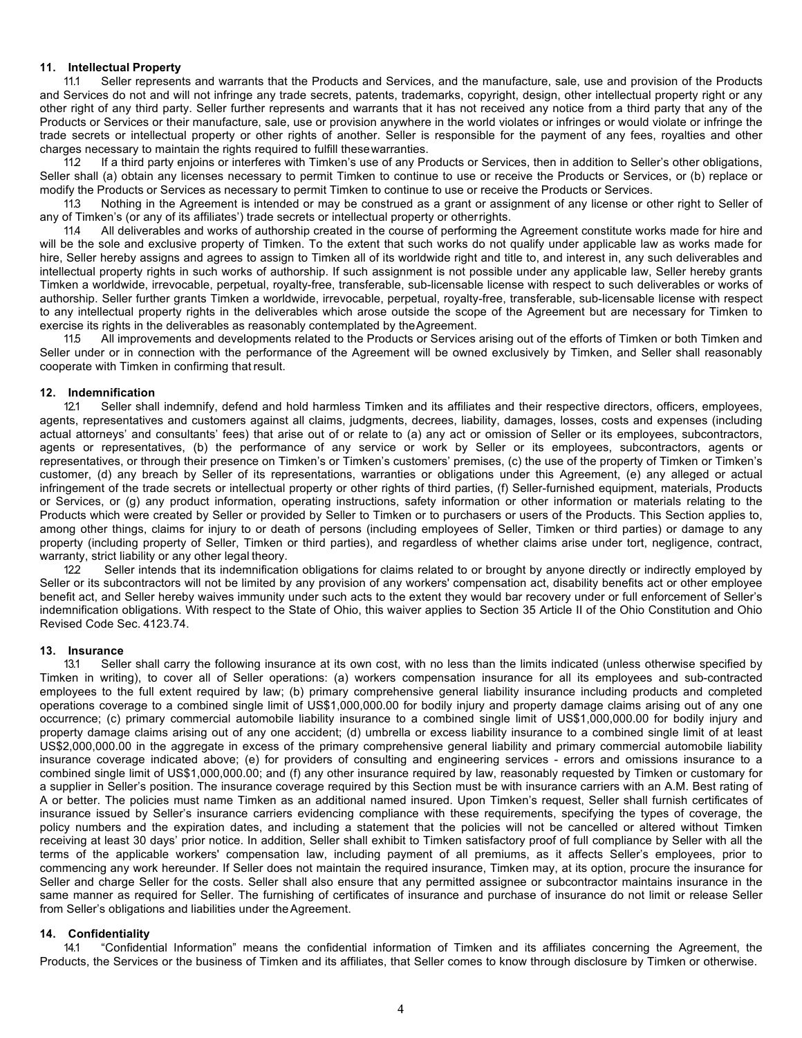## 11. Intellectual Property

11.1 Seller represents and warrants that the Products and Services, and the manufacture, sale, use and provision of the Products and Services do not and will not infringe any trade secrets, patents, trademarks, copyright, design, other intellectual property right or any other right of any third party. Seller further represents and warrants that it has not received any notice from a third party that any of the Products or Services or their manufacture, sale, use or provision anywhere in the world violates or infringes or would violate or infringe the trade secrets or intellectual property or other rights of another. Seller is responsible for the payment of any fees, royalties and other charges necessary to maintain the rights required to fulfill these warranties.

11.2 If a third party enjoins or interferes with Timken's use of any Products or Services, then in addition to Seller's other obligations, Seller shall (a) obtain any licenses necessary to permit Timken to continue to use or receive the Products or Services, or (b) replace or modify the Products or Services as necessary to permit Timken to continue to use or receive the Products or Services.

11.3 Nothing in the Agreement is intended or may be construed as a grant or assignment of any license or other right to Seller of any of Timken's (or any of its affiliates') trade secrets or intellectual property or other rights.

11.4 All deliverables and works of authorship created in the course of performing the Agreement constitute works made for hire and will be the sole and exclusive property of Timken. To the extent that such works do not qualify under applicable law as works made for hire, Seller hereby assigns and agrees to assign to Timken all of its worldwide right and title to, and interest in, any such deliverables and intellectual property rights in such works of authorship. If such assignment is not possible under any applicable law, Seller hereby grants Timken a worldwide, irrevocable, perpetual, royalty-free, transferable, sub-licensable license with respect to such deliverables or works of authorship. Seller further grants Timken a worldwide, irrevocable, perpetual, royalty-free, transferable, sub-licensable license with respect to any intellectual property rights in the deliverables which arose outside the scope of the Agreement but are necessary for Timken to exercise its rights in the deliverables as reasonably contemplated by the Agreement.

11.5 All improvements and developments related to the Products or Services arising out of the efforts of Timken or both Timken and Seller under or in connection with the performance of the Agreement will be owned exclusively by Timken, and Seller shall reasonably cooperate with Timken in confirming that result.

## 12. Indemnification

12.1 Seller shall indemnify, defend and hold harmless Timken and its affiliates and their respective directors, officers, employees, agents, representatives and customers against all claims, judgments, decrees, liability, damages, losses, costs and expenses (including actual attorneys' and consultants' fees) that arise out of or relate to (a) any act or omission of Seller or its employees, subcontractors, agents or representatives, (b) the performance of any service or work by Seller or its employees, subcontractors, agents or representatives, or through their presence on Timken's or Timken's customers' premises, (c) the use of the property of Timken or Timken's customer, (d) any breach by Seller of its representations, warranties or obligations under this Agreement, (e) any alleged or actual infringement of the trade secrets or intellectual property or other rights of third parties, (f) Seller-furnished equipment, materials, Products or Services, or (g) any product information, operating instructions, safety information or other information or materials relating to the Products which were created by Seller or provided by Seller to Timken or to purchasers or users of the Products. This Section applies to, among other things, claims for injury to or death of persons (including employees of Seller, Timken or third parties) or damage to any property (including property of Seller, Timken or third parties), and regardless of whether claims arise under tort, negligence, contract, warranty, strict liability or any other legal theory.

12.2 Seller intends that its indemnification obligations for claims related to or brought by anyone directly or indirectly employed by Seller or its subcontractors will not be limited by any provision of any workers' compensation act, disability benefits act or other employee benefit act, and Seller hereby waives immunity under such acts to the extent they would bar recovery under or full enforcement of Seller's indemnification obligations. With respect to the State of Ohio, this waiver applies to Section 35 Article II of the Ohio Constitution and Ohio Revised Code Sec. 4123.74.

## 13. Insurance

13.1 Seller shall carry the following insurance at its own cost, with no less than the limits indicated (unless otherwise specified by Timken in writing), to cover all of Seller operations: (a) workers compensation insurance for all its employees and sub-contracted employees to the full extent required by law; (b) primary comprehensive general liability insurance including products and completed operations coverage to a combined single limit of US$1,000,000.00 for bodily injury and property damage claims arising out of any one occurrence; (c) primary commercial automobile liability insurance to a combined single limit of US$1,000,000.00 for bodily injury and property damage claims arising out of any one accident; (d) umbrella or excess liability insurance to a combined single limit of at least US$2,000,000.00 in the aggregate in excess of the primary comprehensive general liability and primary commercial automobile liability insurance coverage indicated above; (e) for providers of consulting and engineering services - errors and omissions insurance to a combined single limit of US$1,000,000.00; and (f) any other insurance required by law, reasonably requested by Timken or customary for a supplier in Seller's position. The insurance coverage required by this Section must be with insurance carriers with an A.M. Best rating of A or better. The policies must name Timken as an additional named insured. Upon Timken's request, Seller shall furnish certificates of insurance issued by Seller's insurance carriers evidencing compliance with these requirements, specifying the types of coverage, the policy numbers and the expiration dates, and including a statement that the policies will not be cancelled or altered without Timken receiving at least 30 days' prior notice. In addition, Seller shall exhibit to Timken satisfactory proof of full compliance by Seller with all the terms of the applicable workers' compensation law, including payment of all premiums, as it affects Seller's employees, prior to commencing any work hereunder. If Seller does not maintain the required insurance, Timken may, at its option, procure the insurance for Seller and charge Seller for the costs. Seller shall also ensure that any permitted assignee or subcontractor maintains insurance in the same manner as required for Seller. The furnishing of certificates of insurance and purchase of insurance do not limit or release Seller from Seller's obligations and liabilities under the Agreement.

## 14. Confidentiality

14.1 "Confidential Information" means the confidential information of Timken and its affiliates concerning the Agreement, the Products, the Services or the business of Timken and its affiliates, that Seller comes to know through disclosure by Timken or otherwise.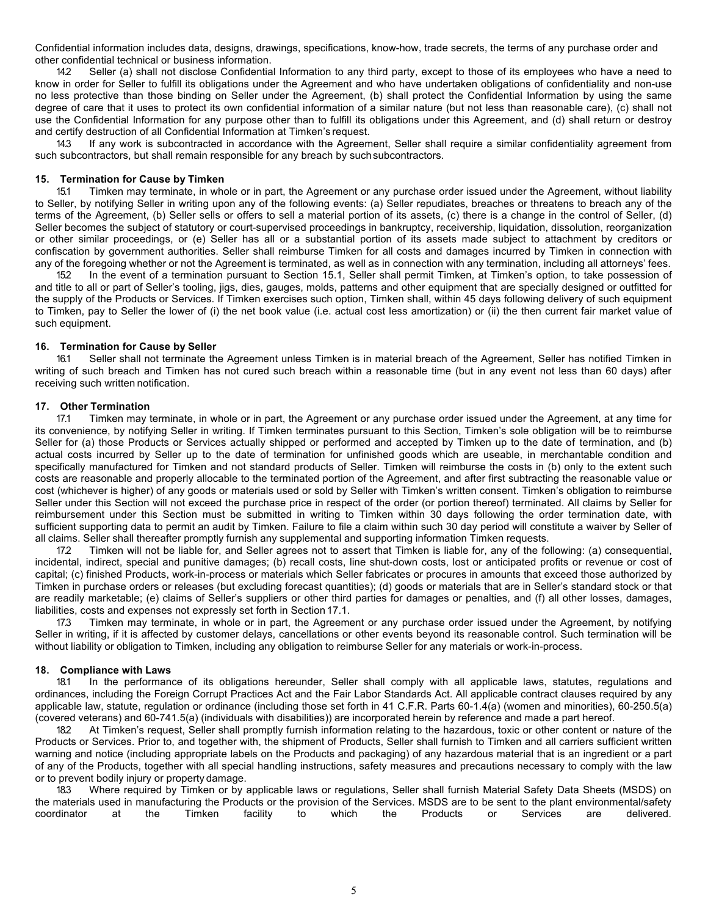Confidential information includes data, designs, drawings, specifications, know-how, trade secrets, the terms of any purchase order and other confidential technical or business information.

14.2 Seller (a) shall not disclose Confidential Information to any third party, except to those of its employees who have a need to know in order for Seller to fulfill its obligations under the Agreement and who have undertaken obligations of confidentiality and non-use no less protective than those binding on Seller under the Agreement, (b) shall protect the Confidential Information by using the same degree of care that it uses to protect its own confidential information of a similar nature (but not less than reasonable care), (c) shall not use the Confidential Information for any purpose other than to fulfill its obligations under this Agreement, and (d) shall return or destroy and certify destruction of all Confidential Information at Timken's request.

14.3 If any work is subcontracted in accordance with the Agreement, Seller shall require a similar confidentiality agreement from such subcontractors, but shall remain responsible for any breach by such subcontractors.

**15. Termination for Cause by Timken**

15.1 Timken may terminate, in whole or in part, the Agreement or any purchase order issued under the Agreement, without liability to Seller, by notifying Seller in writing upon any of the following events: (a) Seller repudiates, breaches or threatens to breach any of the terms of the Agreement, (b) Seller sells or offers to sell a material portion of its assets, (c) there is a change in the control of Seller, (d) Seller becomes the subject of statutory or court-supervised proceedings in bankruptcy, receivership, liquidation, dissolution, reorganization or other similar proceedings, or (e) Seller has all or a substantial portion of its assets made subject to attachment by creditors or confiscation by government authorities. Seller shall reimburse Timken for all costs and damages incurred by Timken in connection with any of the foregoing whether or not the Agreement is terminated, as well as in connection with any termination, including all attorneys' fees.

15.2 In the event of a termination pursuant to Section 15.1, Seller shall permit Timken, at Timken's option, to take possession of and title to all or part of Seller's tooling, jigs, dies, gauges, molds, patterns and other equipment that are specially designed or outfitted for the supply of the Products or Services. If Timken exercises such option, Timken shall, within 45 days following delivery of such equipment to Timken, pay to Seller the lower of (i) the net book value (i.e. actual cost less amortization) or (ii) the then current fair market value of such equipment.

**16. Termination for Cause by Seller**

16.1 Seller shall not terminate the Agreement unless Timken is in material breach of the Agreement, Seller has notified Timken in writing of such breach and Timken has not cured such breach within a reasonable time (but in any event not less than 60 days) after receiving such written notification.

**17. Other Termination**

17.1 Timken may terminate, in whole or in part, the Agreement or any purchase order issued under the Agreement, at any time for its convenience, by notifying Seller in writing. If Timken terminates pursuant to this Section, Timken's sole obligation will be to reimburse Seller for (a) those Products or Services actually shipped or performed and accepted by Timken up to the date of termination, and (b) actual costs incurred by Seller up to the date of termination for unfinished goods which are useable, in merchantable condition and specifically manufactured for Timken and not standard products of Seller. Timken will reimburse the costs in (b) only to the extent such costs are reasonable and properly allocable to the terminated portion of the Agreement, and after first subtracting the reasonable value or cost (whichever is higher) of any goods or materials used or sold by Seller with Timken's written consent. Timken's obligation to reimburse Seller under this Section will not exceed the purchase price in respect of the order (or portion thereof) terminated. All claims by Seller for reimbursement under this Section must be submitted in writing to Timken within 30 days following the order termination date, with sufficient supporting data to permit an audit by Timken. Failure to file a claim within such 30 day period will constitute a waiver by Seller of all claims. Seller shall thereafter promptly furnish any supplemental and supporting information Timken requests.

17.2 Timken will not be liable for, and Seller agrees not to assert that Timken is liable for, any of the following: (a) consequential, incidental, indirect, special and punitive damages; (b) recall costs, line shut-down costs, lost or anticipated profits or revenue or cost of capital; (c) finished Products, work-in-process or materials which Seller fabricates or procures in amounts that exceed those authorized by Timken in purchase orders or releases (but excluding forecast quantities); (d) goods or materials that are in Seller's standard stock or that are readily marketable; (e) claims of Seller's suppliers or other third parties for damages or penalties, and (f) all other losses, damages, liabilities, costs and expenses not expressly set forth in Section 17.1.

17.3 Timken may terminate, in whole or in part, the Agreement or any purchase order issued under the Agreement, by notifying Seller in writing, if it is affected by customer delays, cancellations or other events beyond its reasonable control. Such termination will be without liability or obligation to Timken, including any obligation to reimburse Seller for any materials or work-in-process.

**18. Compliance with Laws**

18.1 In the performance of its obligations hereunder, Seller shall comply with all applicable laws, statutes, regulations and ordinances, including the Foreign Corrupt Practices Act and the Fair Labor Standards Act. All applicable contract clauses required by any applicable law, statute, regulation or ordinance (including those set forth in 41 C.F.R. Parts 60-1.4(a) (women and minorities), 60-250.5(a) (covered veterans) and 60-741.5(a) (individuals with disabilities)) are incorporated herein by reference and made a part hereof.

18.2 At Timken's request, Seller shall promptly furnish information relating to the hazardous, toxic or other content or nature of the Products or Services. Prior to, and together with, the shipment of Products, Seller shall furnish to Timken and all carriers sufficient written warning and notice (including appropriate labels on the Products and packaging) of any hazardous material that is an ingredient or a part of any of the Products, together with all special handling instructions, safety measures and precautions necessary to comply with the law or to prevent bodily injury or property damage.

18.3 Where required by Timken or by applicable laws or regulations, Seller shall furnish Material Safety Data Sheets (MSDS) on the materials used in manufacturing the Products or the provision of the Services. MSDS are to be sent to the plant environmental/safety coordinator at the Timken facility to which the Products or Services are delivered.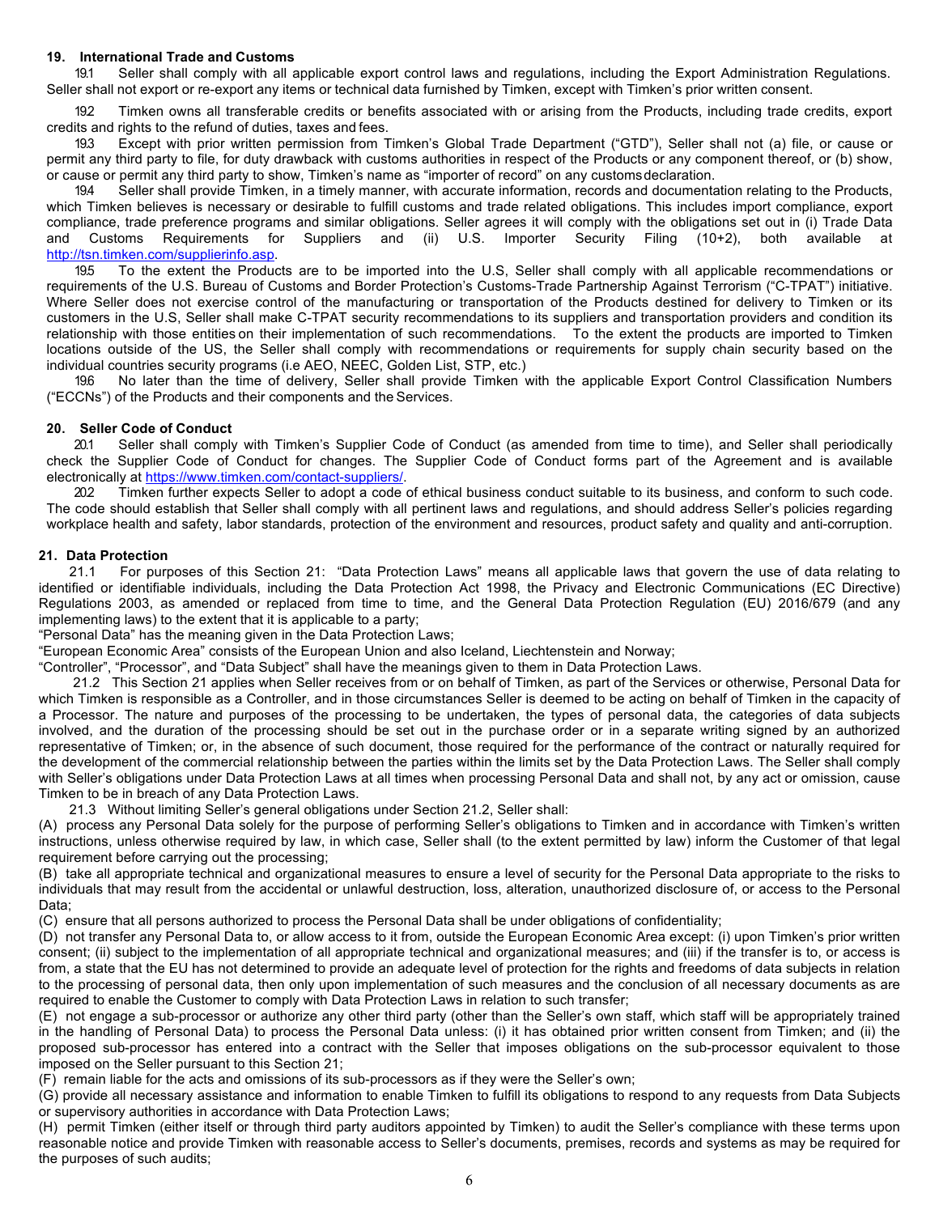## 19. International Trade and Customs

19.1 Seller shall comply with all applicable export control laws and regulations, including the Export Administration Regulations. Seller shall not export or re-export any items or technical data furnished by Timken, except with Timken's prior written consent.

19.2 Timken owns all transferable credits or benefits associated with or arising from the Products, including trade credits, export credits and rights to the refund of duties, taxes and fees.

19.3 Except with prior written permission from Timken's Global Trade Department ("GTD"), Seller shall not (a) file, or cause or permit any third party to file, for duty drawback with customs authorities in respect of the Products or any component thereof, or (b) show, or cause or permit any third party to show, Timken's name as "importer of record" on any customs declaration.

19.4 Seller shall provide Timken, in a timely manner, with accurate information, records and documentation relating to the Products, which Timken believes is necessary or desirable to fulfill customs and trade related obligations. This includes import compliance, export compliance, trade preference programs and similar obligations. Seller agrees it will comply with the obligations set out in (i) Trade Data and Customs Requirements for Suppliers and (ii) U.S. Importer Security Filing (10+2), both available at http://tsn.timken.com/supplierinfo.asp.

19.5 To the extent the Products are to be imported into the U.S, Seller shall comply with all applicable recommendations or requirements of the U.S. Bureau of Customs and Border Protection's Customs-Trade Partnership Against Terrorism ("C-TPAT") initiative. Where Seller does not exercise control of the manufacturing or transportation of the Products destined for delivery to Timken or its customers in the U.S, Seller shall make C-TPAT security recommendations to its suppliers and transportation providers and condition its relationship with those entities on their implementation of such recommendations. To the extent the products are imported to Timken locations outside of the US, the Seller shall comply with recommendations or requirements for supply chain security based on the individual countries security programs (i.e AEO, NEEC, Golden List, STP, etc.)

19.6 No later than the time of delivery, Seller shall provide Timken with the applicable Export Control Classification Numbers ("ECCNs") of the Products and their components and the Services.

## 20. Seller Code of Conduct

20.1 Seller shall comply with Timken's Supplier Code of Conduct (as amended from time to time), and Seller shall periodically check the Supplier Code of Conduct for changes. The Supplier Code of Conduct forms part of the Agreement and is available electronically at https://www.timken.com/contact-suppliers/.

20.2 Timken further expects Seller to adopt a code of ethical business conduct suitable to its business, and conform to such code. The code should establish that Seller shall comply with all pertinent laws and regulations, and should address Seller's policies regarding workplace health and safety, labor standards, protection of the environment and resources, product safety and quality and anti-corruption.

## 21. Data Protection

21.1 For purposes of this Section 21: "Data Protection Laws" means all applicable laws that govern the use of data relating to identified or identifiable individuals, including the Data Protection Act 1998, the Privacy and Electronic Communications (EC Directive) Regulations 2003, as amended or replaced from time to time, and the General Data Protection Regulation (EU) 2016/679 (and any implementing laws) to the extent that it is applicable to a party;

"Personal Data" has the meaning given in the Data Protection Laws;

"European Economic Area" consists of the European Union and also Iceland, Liechtenstein and Norway;

"Controller", "Processor", and "Data Subject" shall have the meanings given to them in Data Protection Laws.

21.2 This Section 21 applies when Seller receives from or on behalf of Timken, as part of the Services or otherwise, Personal Data for which Timken is responsible as a Controller, and in those circumstances Seller is deemed to be acting on behalf of Timken in the capacity of a Processor. The nature and purposes of the processing to be undertaken, the types of personal data, the categories of data subjects involved, and the duration of the processing should be set out in the purchase order or in a separate writing signed by an authorized representative of Timken; or, in the absence of such document, those required for the performance of the contract or naturally required for the development of the commercial relationship between the parties within the limits set by the Data Protection Laws. The Seller shall comply with Seller's obligations under Data Protection Laws at all times when processing Personal Data and shall not, by any act or omission, cause Timken to be in breach of any Data Protection Laws.

21.3 Without limiting Seller's general obligations under Section 21.2, Seller shall:

(A) process any Personal Data solely for the purpose of performing Seller's obligations to Timken and in accordance with Timken's written instructions, unless otherwise required by law, in which case, Seller shall (to the extent permitted by law) inform the Customer of that legal requirement before carrying out the processing;

(B) take all appropriate technical and organizational measures to ensure a level of security for the Personal Data appropriate to the risks to individuals that may result from the accidental or unlawful destruction, loss, alteration, unauthorized disclosure of, or access to the Personal Data;

(C) ensure that all persons authorized to process the Personal Data shall be under obligations of confidentiality;

(D) not transfer any Personal Data to, or allow access to it from, outside the European Economic Area except: (i) upon Timken's prior written consent; (ii) subject to the implementation of all appropriate technical and organizational measures; and (iii) if the transfer is to, or access is from, a state that the EU has not determined to provide an adequate level of protection for the rights and freedoms of data subjects in relation to the processing of personal data, then only upon implementation of such measures and the conclusion of all necessary documents as are required to enable the Customer to comply with Data Protection Laws in relation to such transfer;

(E) not engage a sub-processor or authorize any other third party (other than the Seller's own staff, which staff will be appropriately trained in the handling of Personal Data) to process the Personal Data unless: (i) it has obtained prior written consent from Timken; and (ii) the proposed sub-processor has entered into a contract with the Seller that imposes obligations on the sub-processor equivalent to those imposed on the Seller pursuant to this Section 21;

(F) remain liable for the acts and omissions of its sub-processors as if they were the Seller's own;

(G) provide all necessary assistance and information to enable Timken to fulfill its obligations to respond to any requests from Data Subjects or supervisory authorities in accordance with Data Protection Laws;

(H) permit Timken (either itself or through third party auditors appointed by Timken) to audit the Seller's compliance with these terms upon reasonable notice and provide Timken with reasonable access to Seller's documents, premises, records and systems as may be required for the purposes of such audits;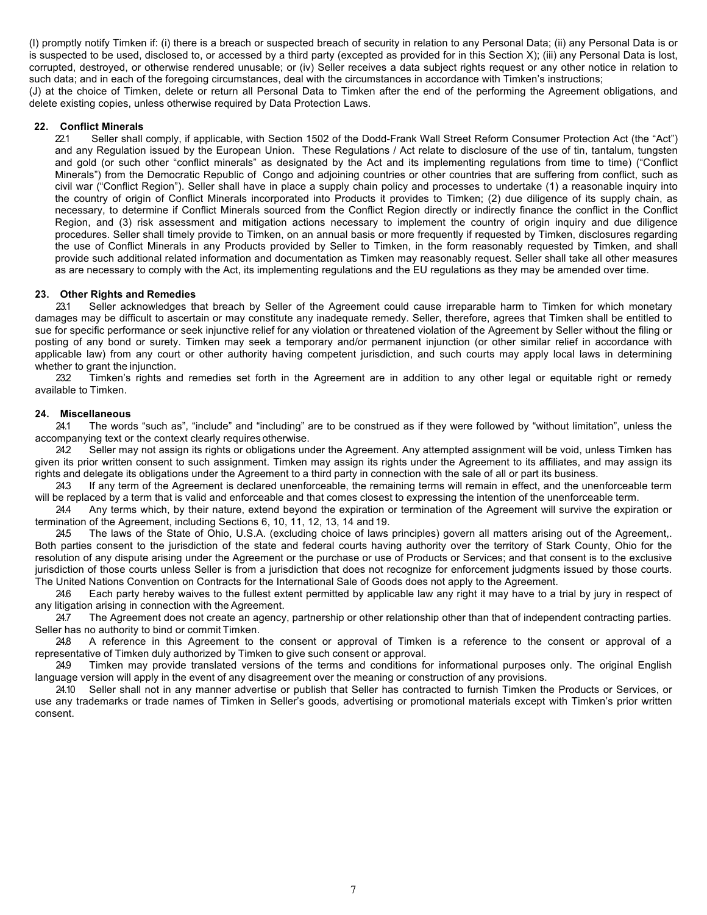(I) promptly notify Timken if: (i) there is a breach or suspected breach of security in relation to any Personal Data; (ii) any Personal Data is or is suspected to be used, disclosed to, or accessed by a third party (excepted as provided for in this Section X); (iii) any Personal Data is lost, corrupted, destroyed, or otherwise rendered unusable; or (iv) Seller receives a data subject rights request or any other notice in relation to such data; and in each of the foregoing circumstances, deal with the circumstances in accordance with Timken's instructions;
(J) at the choice of Timken, delete or return all Personal Data to Timken after the end of the performing the Agreement obligations, and delete existing copies, unless otherwise required by Data Protection Laws.

**22. Conflict Minerals**

22.1 Seller shall comply, if applicable, with Section 1502 of the Dodd-Frank Wall Street Reform Consumer Protection Act (the "Act") and any Regulation issued by the European Union. These Regulations / Act relate to disclosure of the use of tin, tantalum, tungsten and gold (or such other "conflict minerals" as designated by the Act and its implementing regulations from time to time) ("Conflict Minerals") from the Democratic Republic of Congo and adjoining countries or other countries that are suffering from conflict, such as civil war ("Conflict Region"). Seller shall have in place a supply chain policy and processes to undertake (1) a reasonable inquiry into the country of origin of Conflict Minerals incorporated into Products it provides to Timken; (2) due diligence of its supply chain, as necessary, to determine if Conflict Minerals sourced from the Conflict Region directly or indirectly finance the conflict in the Conflict Region, and (3) risk assessment and mitigation actions necessary to implement the country of origin inquiry and due diligence procedures. Seller shall timely provide to Timken, on an annual basis or more frequently if requested by Timken, disclosures regarding the use of Conflict Minerals in any Products provided by Seller to Timken, in the form reasonably requested by Timken, and shall provide such additional related information and documentation as Timken may reasonably request. Seller shall take all other measures as are necessary to comply with the Act, its implementing regulations and the EU regulations as they may be amended over time.

**23. Other Rights and Remedies**

23.1 Seller acknowledges that breach by Seller of the Agreement could cause irreparable harm to Timken for which monetary damages may be difficult to ascertain or may constitute any inadequate remedy. Seller, therefore, agrees that Timken shall be entitled to sue for specific performance or seek injunctive relief for any violation or threatened violation of the Agreement by Seller without the filing or posting of any bond or surety. Timken may seek a temporary and/or permanent injunction (or other similar relief in accordance with applicable law) from any court or other authority having competent jurisdiction, and such courts may apply local laws in determining whether to grant the injunction.

23.2 Timken's rights and remedies set forth in the Agreement are in addition to any other legal or equitable right or remedy available to Timken.

**24. Miscellaneous**

24.1 The words "such as", "include" and "including" are to be construed as if they were followed by "without limitation", unless the accompanying text or the context clearly requires otherwise.

24.2 Seller may not assign its rights or obligations under the Agreement. Any attempted assignment will be void, unless Timken has given its prior written consent to such assignment. Timken may assign its rights under the Agreement to its affiliates, and may assign its rights and delegate its obligations under the Agreement to a third party in connection with the sale of all or part its business.

24.3 If any term of the Agreement is declared unenforceable, the remaining terms will remain in effect, and the unenforceable term will be replaced by a term that is valid and enforceable and that comes closest to expressing the intention of the unenforceable term.

24.4 Any terms which, by their nature, extend beyond the expiration or termination of the Agreement will survive the expiration or termination of the Agreement, including Sections 6, 10, 11, 12, 13, 14 and 19.

24.5 The laws of the State of Ohio, U.S.A. (excluding choice of laws principles) govern all matters arising out of the Agreement,. Both parties consent to the jurisdiction of the state and federal courts having authority over the territory of Stark County, Ohio for the resolution of any dispute arising under the Agreement or the purchase or use of Products or Services; and that consent is to the exclusive jurisdiction of those courts unless Seller is from a jurisdiction that does not recognize for enforcement judgments issued by those courts. The United Nations Convention on Contracts for the International Sale of Goods does not apply to the Agreement.

24.6 Each party hereby waives to the fullest extent permitted by applicable law any right it may have to a trial by jury in respect of any litigation arising in connection with the Agreement.

24.7 The Agreement does not create an agency, partnership or other relationship other than that of independent contracting parties. Seller has no authority to bind or commit Timken.

24.8 A reference in this Agreement to the consent or approval of Timken is a reference to the consent or approval of a representative of Timken duly authorized by Timken to give such consent or approval.

24.9 Timken may provide translated versions of the terms and conditions for informational purposes only. The original English language version will apply in the event of any disagreement over the meaning or construction of any provisions.

24.10 Seller shall not in any manner advertise or publish that Seller has contracted to furnish Timken the Products or Services, or use any trademarks or trade names of Timken in Seller's goods, advertising or promotional materials except with Timken's prior written consent.